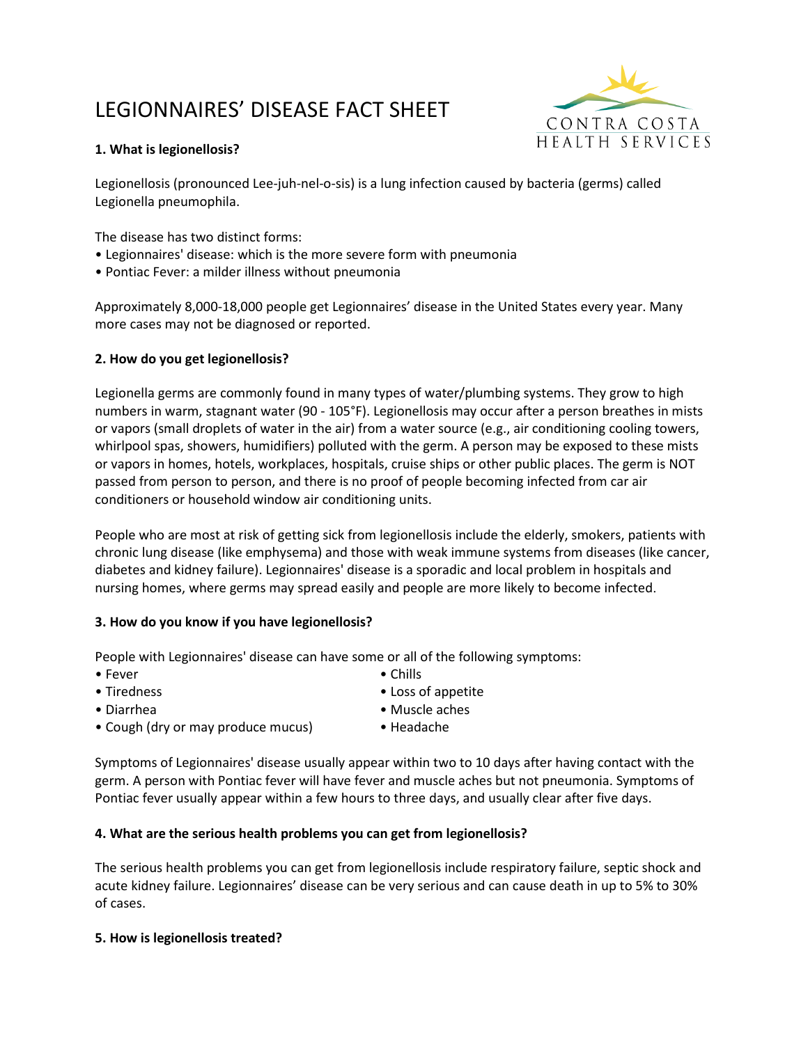# LEGIONNAIRES' DISEASE FACT SHEET

CONTRA COSTA HEALTH SERVICES

**1. What is legionellosis?**

Legionellosis (pronounced Lee-juh-nel-o-sis) is a lung infection caused by bacteria (germs) called Legionella pneumophila.

The disease has two distinct forms:
- Legionnaires' disease: which is the more severe form with pneumonia
- Pontiac Fever: a milder illness without pneumonia

Approximately 8,000-18,000 people get Legionnaires' disease in the United States every year. Many more cases may not be diagnosed or reported.

**2. How do you get legionellosis?**

Legionella germs are commonly found in many types of water/plumbing systems. They grow to high numbers in warm, stagnant water (90 - 105°F). Legionellosis may occur after a person breathes in mists or vapors (small droplets of water in the air) from a water source (e.g., air conditioning cooling towers, whirlpool spas, showers, humidifiers) polluted with the germ. A person may be exposed to these mists or vapors in homes, hotels, workplaces, hospitals, cruise ships or other public places. The germ is NOT passed from person to person, and there is no proof of people becoming infected from car air conditioners or household window air conditioning units.

People who are most at risk of getting sick from legionellosis include the elderly, smokers, patients with chronic lung disease (like emphysema) and those with weak immune systems from diseases (like cancer, diabetes and kidney failure). Legionnaires' disease is a sporadic and local problem in hospitals and nursing homes, where germs may spread easily and people are more likely to become infected.

**3. How do you know if you have legionellosis?**

People with Legionnaires' disease can have some or all of the following symptoms:
- Fever
- Tiredness
- Diarrhea
- Cough (dry or may produce mucus)
- Chills
- Loss of appetite
- Muscle aches
- Headache

Symptoms of Legionnaires' disease usually appear within two to 10 days after having contact with the germ. A person with Pontiac fever will have fever and muscle aches but not pneumonia. Symptoms of Pontiac fever usually appear within a few hours to three days, and usually clear after five days.

**4. What are the serious health problems you can get from legionellosis?**

The serious health problems you can get from legionellosis include respiratory failure, septic shock and acute kidney failure. Legionnaires' disease can be very serious and can cause death in up to 5% to 30% of cases.

**5. How is legionellosis treated?**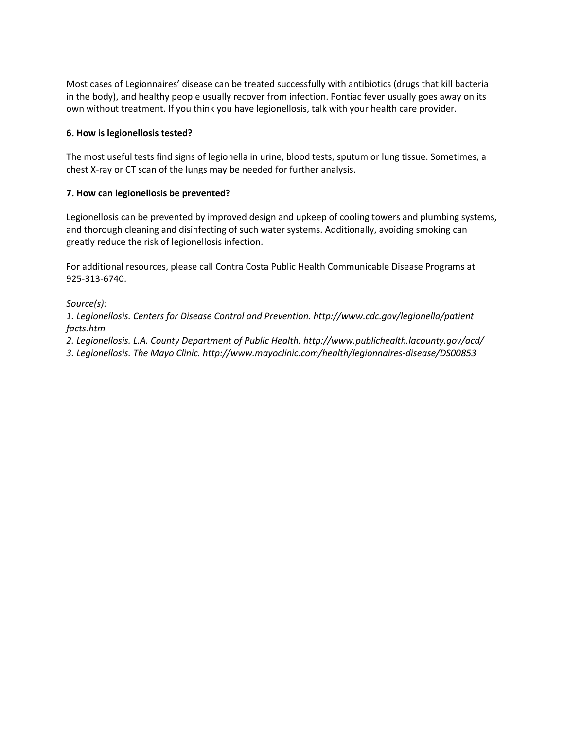Most cases of Legionnaires' disease can be treated successfully with antibiotics (drugs that kill bacteria in the body), and healthy people usually recover from infection. Pontiac fever usually goes away on its own without treatment. If you think you have legionellosis, talk with your health care provider.

**6. How is legionellosis tested?**

The most useful tests find signs of legionella in urine, blood tests, sputum or lung tissue. Sometimes, a chest X-ray or CT scan of the lungs may be needed for further analysis.

**7. How can legionellosis be prevented?**

Legionellosis can be prevented by improved design and upkeep of cooling towers and plumbing systems, and thorough cleaning and disinfecting of such water systems. Additionally, avoiding smoking can greatly reduce the risk of legionellosis infection.

For additional resources, please call Contra Costa Public Health Communicable Disease Programs at 925-313-6740.

*Source(s):*

*1. Legionellosis. Centers for Disease Control and Prevention. http://www.cdc.gov/legionella/patient facts.htm*

*2. Legionellosis. L.A. County Department of Public Health. http://www.publichealth.lacounty.gov/acd/*

*3. Legionellosis. The Mayo Clinic. http://www.mayoclinic.com/health/legionnaires-disease/DS00853*